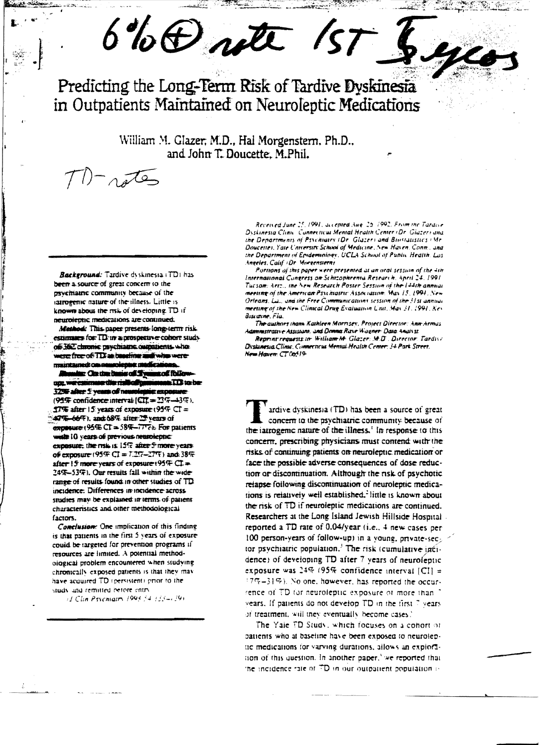# Predicting the Long-Term Risk of Tardive Dyskinesia in Outpatients Maintained on Neuroleptic Medications

William M. Glazer, M.D., Hal Morgenstern, Ph.D., and John T. Doucette, M.Phil.

**Background:** Tardive dyskinesia (TD) has been a source of great concern to the psychiatric community because of the iatrogenic nature of the illness. Little is known about the risk of developing TD if neuroleptic medications are continued.

**Method:** This paper presents long-term risk estimates for TD in a prospective cohort study of 362 chronic psychiatric outpatients, who were free of TD at baseline and who were maintained on neuroleptic medications.

**Results:** On the basis of 5 years of follow-ups, we estimate the risk of persistent TD to be 32% after 5 years of neuroleptic exposure (95% confidence interval [CI] = 23%–43%), 57% after 15 years of exposure (95% CI = 47%–66%), and 68% after 25 years of exposure (95% CI = 58%–77%). For patients with 10 years of previous neuroleptic exposure, the risk is 15% after 5 more years of exposure (95% CI = 7.2%–27%) and 38% after 15 more years of exposure (95% CI = 24%–53%). Our results fall within the wide range of results found in other studies of TD incidence. Differences in incidence across studies may be explained in terms of patient characteristics and other methodological factors.

**Conclusion:** One implication of this finding is that patients in the first 5 years of exposure could be targeted for prevention programs if resources are limited. A potential methodological problem encountered when studying chronically exposed patients is that they may have acquired TD (persistent) prior to the study and remitted before entry.

*(J Clin Psychiatry 1993;54:133–139)*

Received June 25, 1991, accepted Aug. 25, 1992. From the Tardive Dyskinesia Clinic, Connecticut Mental Health Center (Dr. Glazer) and the Departments of Psychiatry (Dr. Glazer) and Biostatistics (Mr. Doucette), Yale University School of Medicine, New Haven, Conn., and the Department of Epidemiology, UCLA School of Public Health, Los Angeles, Calif (Dr. Morgenstern).

Portions of this paper were presented at an oral session of the 4th International Congress on Schizophrenia Research, April 24, 1991, Tucson, Ariz., the New Research Poster Session of the 144th annual meeting of the American Psychiatric Association, May 15, 1991, New Orleans, La., and the Free Communications session of the 31st annual meeting of the New Clinical Drug Evaluation Unit, May 31, 1991, Key Biscayne, Fla.

The authors thank Kathleen Morrisey, Project Director; Ann Armus, Administrative Assistant; and Donna Raye Wagner, Data Analyst.

Reprint requests to: William M. Glazer, M.D., Director, Tardive Dyskinesia Clinic, Connecticut Mental Health Center, 34 Park Street, New Haven, CT 06519.

Tardive dyskinesia (TD) has been a source of great concern to the psychiatric community because of the iatrogenic nature of the illness.[1] In response to this concern, prescribing physicians must contend with the risks of continuing patients on neuroleptic medication or face the possible adverse consequences of dose reduction or discontinuation. Although the risk of psychotic relapse following discontinuation of neuroleptic medications is relatively well established,[2] little is known about the risk of TD if neuroleptic medications are continued. Researchers at the Long Island Jewish Hillside Hospital reported a TD rate of 0.04/year (i.e., 4 new cases per 100 person-years of follow-up) in a young, private-sector psychiatric population.[3] The risk (cumulative incidence) of developing TD after 7 years of neuroleptic exposure was 24% (95% confidence interval [CI] = 17%–31%). No one, however, has reported the occurrence of TD for neuroleptic exposure of more than 7 years. If patients do not develop TD in the first 7 years of treatment, will they eventually become cases?

The Yale TD Study, which focuses on a cohort of patients who at baseline have been exposed to neuroleptic medications for varying durations, allows an exploration of this question. In another paper,[4] we reported that the incidence rate of TD in our outpatient population is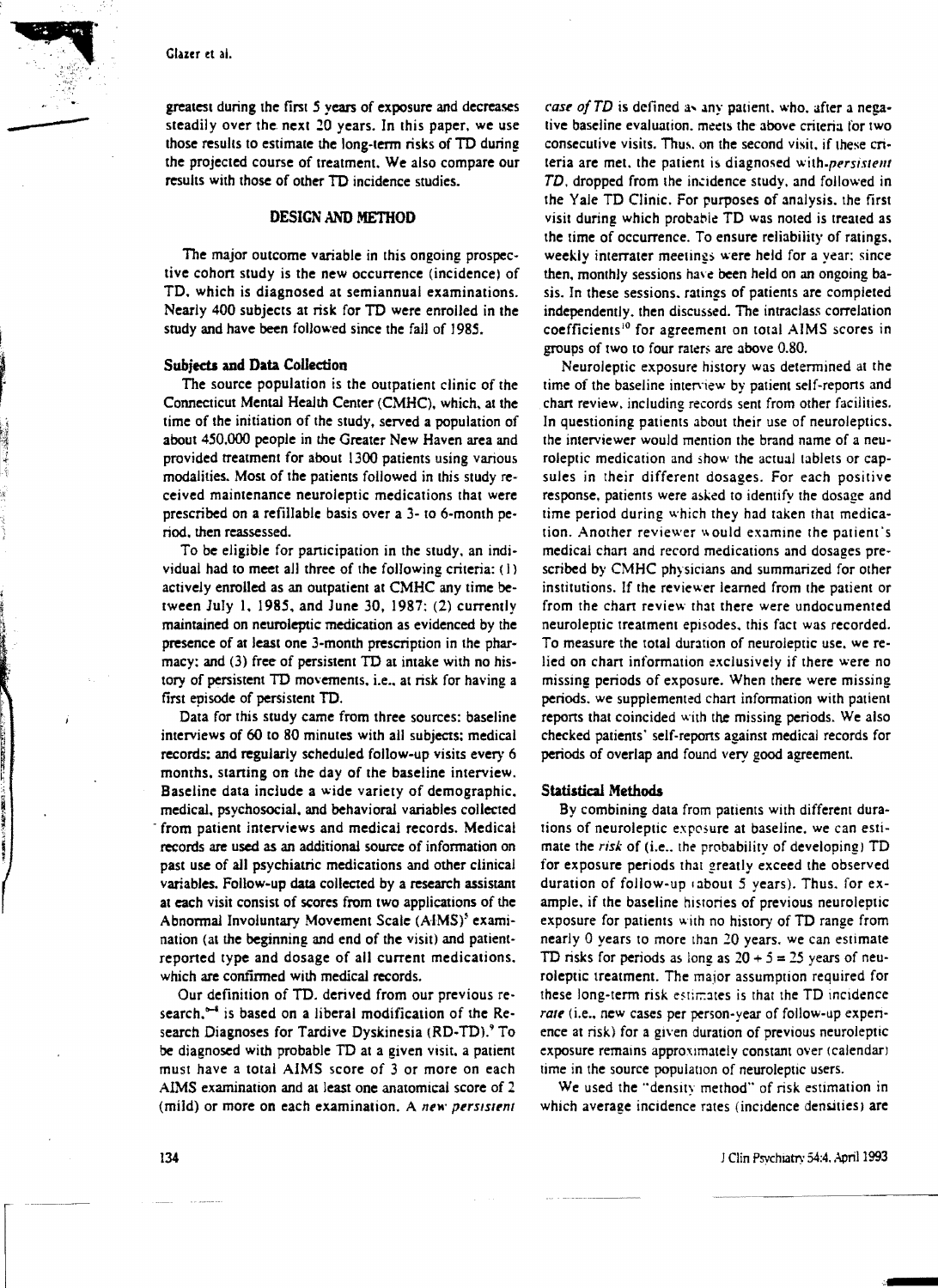greatest during the first 5 years of exposure and decreases steadily over the next 20 years. In this paper, we use those results to estimate the long-term risks of TD during the projected course of treatment. We also compare our results with those of other TD incidence studies.

## DESIGN AND METHOD

The major outcome variable in this ongoing prospective cohort study is the new occurrence (incidence) of TD, which is diagnosed at semiannual examinations. Nearly 400 subjects at risk for TD were enrolled in the study and have been followed since the fall of 1985.

### Subjects and Data Collection

The source population is the outpatient clinic of the Connecticut Mental Health Center (CMHC), which, at the time of the initiation of the study, served a population of about 450,000 people in the Greater New Haven area and provided treatment for about 1300 patients using various modalities. Most of the patients followed in this study received maintenance neuroleptic medications that were prescribed on a refillable basis over a 3- to 6-month period, then reassessed.

To be eligible for participation in the study, an individual had to meet all three of the following criteria: (1) actively enrolled as an outpatient at CMHC any time between July 1, 1985, and June 30, 1987; (2) currently maintained on neuroleptic medication as evidenced by the presence of at least one 3-month prescription in the pharmacy; and (3) free of persistent TD at intake with no history of persistent TD movements, i.e., at risk for having a first episode of persistent TD.

Data for this study came from three sources: baseline interviews of 60 to 80 minutes with all subjects; medical records; and regularly scheduled follow-up visits every 6 months, starting on the day of the baseline interview. Baseline data include a wide variety of demographic, medical, psychosocial, and behavioral variables collected from patient interviews and medical records. Medical records are used as an additional source of information on past use of all psychiatric medications and other clinical variables. Follow-up data collected by a research assistant at each visit consist of scores from two applications of the Abnormal Involuntary Movement Scale (AIMS)[5] examination (at the beginning and end of the visit) and patient-reported type and dosage of all current medications, which are confirmed with medical records.

Our definition of TD, derived from our previous research,[6-8] is based on a liberal modification of the Research Diagnoses for Tardive Dyskinesia (RD-TD).[9] To be diagnosed with probable TD at a given visit, a patient must have a total AIMS score of 3 or more on each AIMS examination and at least one anatomical score of 2 (mild) or more on each examination. A *new persistent case of TD* is defined as any patient, who, after a negative baseline evaluation, meets the above criteria for two consecutive visits. Thus, on the second visit, if these criteria are met, the patient is diagnosed with *persistent TD*, dropped from the incidence study, and followed in the Yale TD Clinic. For purposes of analysis, the first visit during which probable TD was noted is treated as the time of occurrence. To ensure reliability of ratings, weekly interrater meetings were held for a year; since then, monthly sessions have been held on an ongoing basis. In these sessions, ratings of patients are completed independently, then discussed. The intraclass correlation coefficients[10] for agreement on total AIMS scores in groups of two to four raters are above 0.80.

Neuroleptic exposure history was determined at the time of the baseline interview by patient self-reports and chart review, including records sent from other facilities. In questioning patients about their use of neuroleptics, the interviewer would mention the brand name of a neuroleptic medication and show the actual tablets or capsules in their different dosages. For each positive response, patients were asked to identify the dosage and time period during which they had taken that medication. Another reviewer would examine the patient's medical chart and record medications and dosages prescribed by CMHC physicians and summarized for other institutions. If the reviewer learned from the patient or from the chart review that there were undocumented neuroleptic treatment episodes, this fact was recorded. To measure the total duration of neuroleptic use, we relied on chart information exclusively if there were no missing periods of exposure. When there were missing periods, we supplemented chart information with patient reports that coincided with the missing periods. We also checked patients' self-reports against medical records for periods of overlap and found very good agreement.

### Statistical Methods

By combining data from patients with different durations of neuroleptic exposure at baseline, we can estimate the *risk* of (i.e., the probability of developing) TD for exposure periods that greatly exceed the observed duration of follow-up (about 5 years). Thus, for example, if the baseline histories of previous neuroleptic exposure for patients with no history of TD range from nearly 0 years to more than 20 years, we can estimate TD risks for periods as long as $20 + 5 = 25$ years of neuroleptic treatment. The major assumption required for these long-term risk estimates is that the TD incidence *rate* (i.e., new cases per person-year of follow-up experience at risk) for a given duration of previous neuroleptic exposure remains approximately constant over (calendar) time in the source population of neuroleptic users.

We used the "density method" of risk estimation in which average incidence rates (incidence densities) are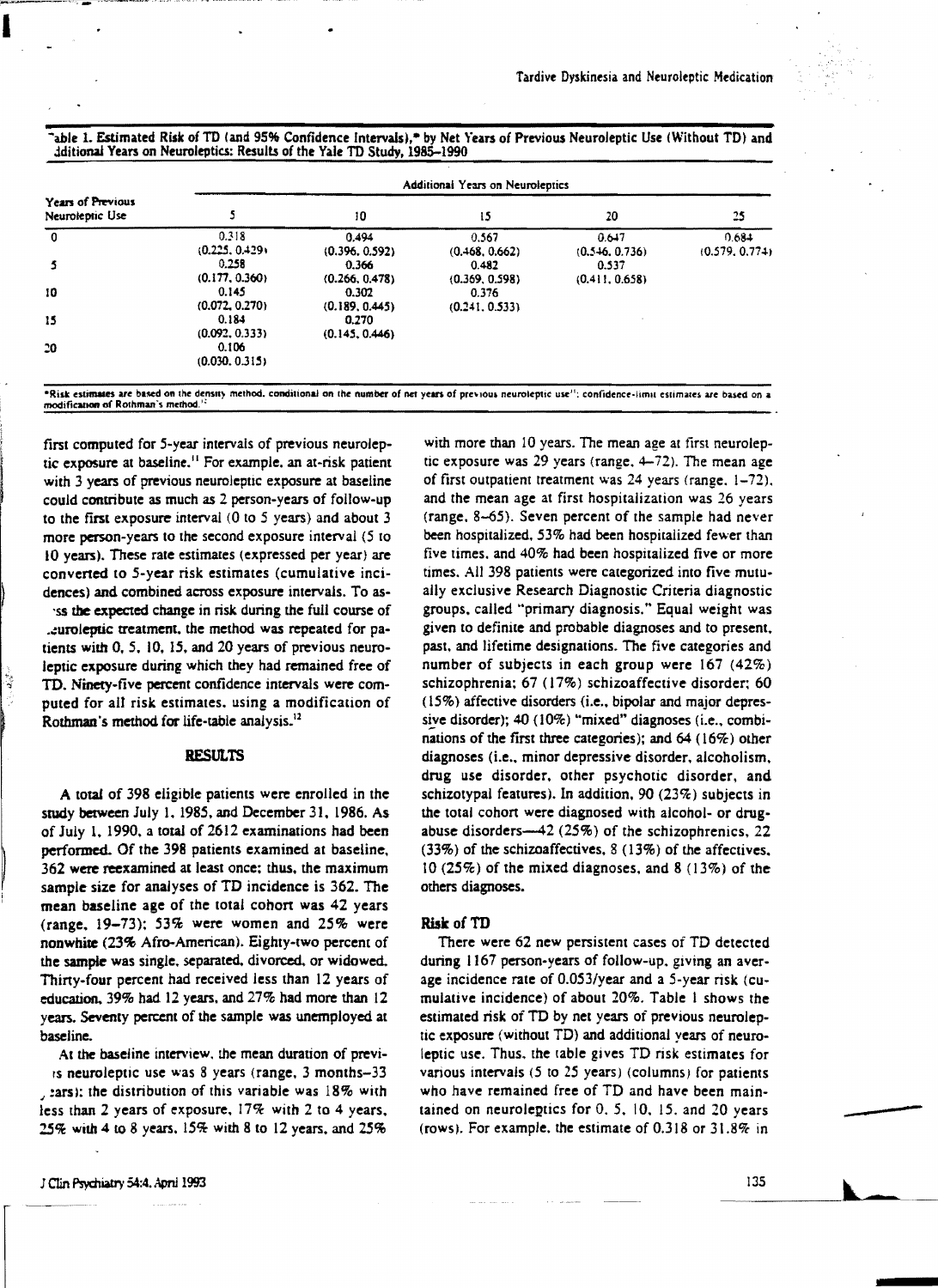Table 1. Estimated Risk of TD (and 95% Confidence Intervals),* by Net Years of Previous Neuroleptic Use (Without TD) and Additional Years on Neuroleptics: Results of the Yale TD Study, 1985–1990

| Years of Previous Neuroleptic Use | Additional Years on Neuroleptics | | | | |
|---|---|---|---|---|---|
| | 5 | 10 | 15 | 20 | 25 |
| 0 | 0.318 (0.225, 0.429) | 0.494 (0.396, 0.592) | 0.567 (0.468, 0.662) | 0.647 (0.546, 0.736) | 0.684 (0.579, 0.774) |
| 5 | 0.258 (0.177, 0.360) | 0.366 (0.266, 0.478) | 0.482 (0.369, 0.598) | 0.537 (0.411, 0.658) | |
| 10 | 0.145 (0.072, 0.270) | 0.302 (0.189, 0.445) | 0.376 (0.241, 0.533) | | |
| 15 | 0.184 (0.092, 0.333) | 0.270 (0.145, 0.446) | | | |
| 20 | 0.106 (0.030, 0.315) | | | | |

*Risk estimates are based on the density method, conditional on the number of net years of previous neuroleptic use[11]; confidence-limit estimates are based on a modification of Rothman's method.[12]

first computed for 5-year intervals of previous neuroleptic exposure at baseline.[11] For example, an at-risk patient with 3 years of previous neuroleptic exposure at baseline could contribute as much as 2 person-years of follow-up to the first exposure interval (0 to 5 years) and about 3 more person-years to the second exposure interval (5 to 10 years). These rate estimates (expressed per year) are converted to 5-year risk estimates (cumulative incidences) and combined across exposure intervals. To assess the expected change in risk during the full course of neuroleptic treatment, the method was repeated for patients with 0, 5, 10, 15, and 20 years of previous neuroleptic exposure during which they had remained free of TD. Ninety-five percent confidence intervals were computed for all risk estimates, using a modification of Rothman's method for life-table analysis.[12]

## RESULTS

A total of 398 eligible patients were enrolled in the study between July 1, 1985, and December 31, 1986. As of July 1, 1990, a total of 2612 examinations had been performed. Of the 398 patients examined at baseline, 362 were reexamined at least once; thus, the maximum sample size for analyses of TD incidence is 362. The mean baseline age of the total cohort was 42 years (range, 19–73); 53% were women and 25% were nonwhite (23% Afro-American). Eighty-two percent of the sample was single, separated, divorced, or widowed. Thirty-four percent had received less than 12 years of education, 39% had 12 years, and 27% had more than 12 years. Seventy percent of the sample was unemployed at baseline.

At the baseline interview, the mean duration of previous neuroleptic use was 8 years (range, 3 months–33 years); the distribution of this variable was 18% with less than 2 years of exposure, 17% with 2 to 4 years, 25% with 4 to 8 years, 15% with 8 to 12 years, and 25% with more than 10 years. The mean age at first neuroleptic exposure was 29 years (range, 4–72). The mean age of first outpatient treatment was 24 years (range, 1–72), and the mean age at first hospitalization was 26 years (range, 8–65). Seven percent of the sample had never been hospitalized, 53% had been hospitalized fewer than five times, and 40% had been hospitalized five or more times. All 398 patients were categorized into five mutually exclusive Research Diagnostic Criteria diagnostic groups, called "primary diagnosis." Equal weight was given to definite and probable diagnoses and to present, past, and lifetime designations. The five categories and number of subjects in each group were 167 (42%) schizophrenia; 67 (17%) schizoaffective disorder; 60 (15%) affective disorders (i.e., bipolar and major depressive disorder); 40 (10%) "mixed" diagnoses (i.e., combinations of the first three categories); and 64 (16%) other diagnoses (i.e., minor depressive disorder, alcoholism, drug use disorder, other psychotic disorder, and schizotypal features). In addition, 90 (23%) subjects in the total cohort were diagnosed with alcohol- or drug-abuse disorders—42 (25%) of the schizophrenics, 22 (33%) of the schizoaffectives, 8 (13%) of the affectives, 10 (25%) of the mixed diagnoses, and 8 (13%) of the others diagnoses.

### Risk of TD

There were 62 new persistent cases of TD detected during 1167 person-years of follow-up, giving an average incidence rate of 0.053/year and a 5-year risk (cumulative incidence) of about 20%. Table 1 shows the estimated risk of TD by net years of previous neuroleptic exposure (without TD) and additional years of neuroleptic use. Thus, the table gives TD risk estimates for various intervals (5 to 25 years) (columns) for patients who have remained free of TD and have been maintained on neuroleptics for 0, 5, 10, 15, and 20 years (rows). For example, the estimate of 0.318 or 31.8% in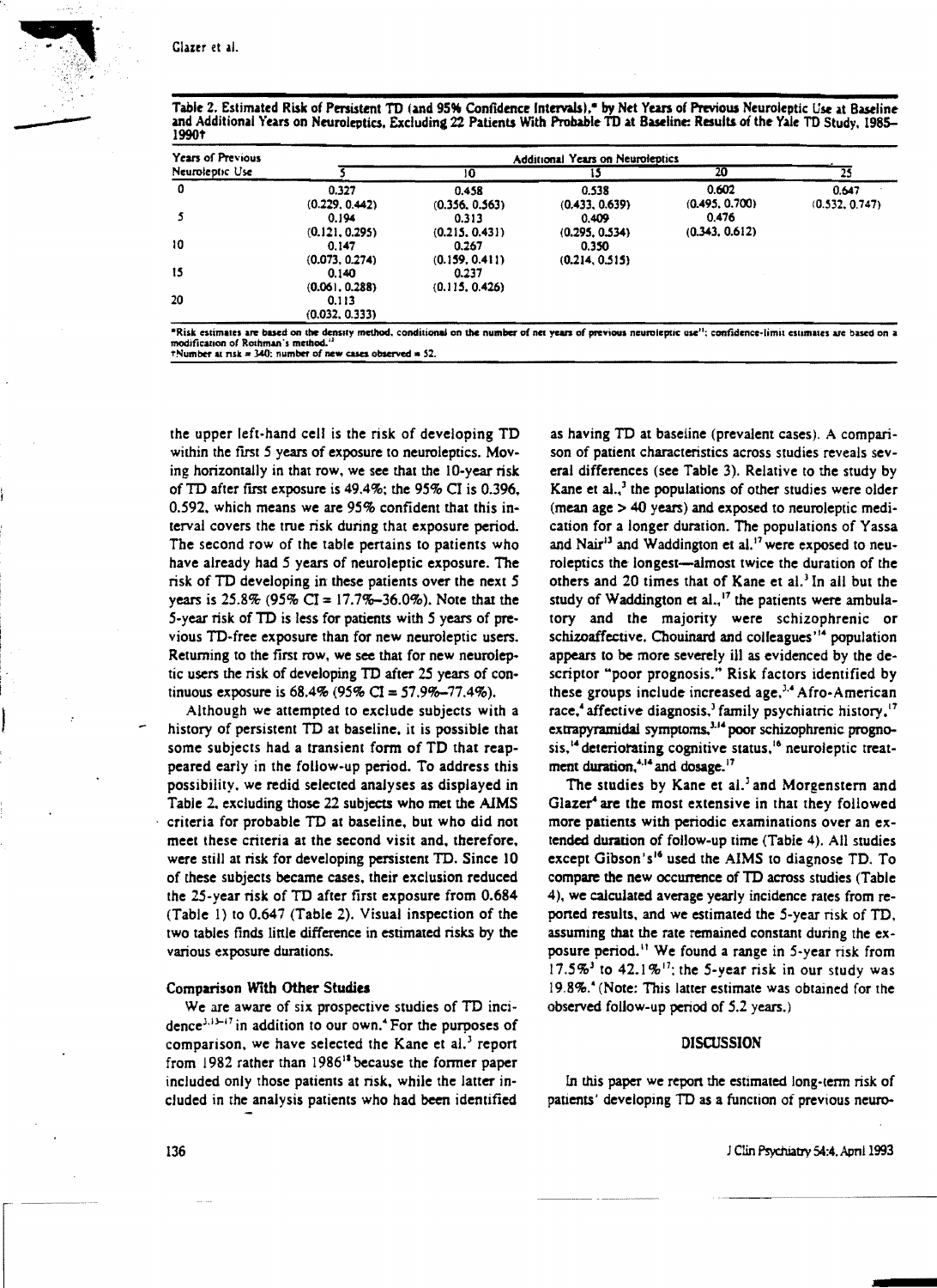Table 2. Estimated Risk of Persistent TD (and 95% Confidence Intervals),* by Net Years of Previous Neuroleptic Use at Baseline and Additional Years on Neuroleptics, Excluding 22 Patients With Probable TD at Baseline: Results of the Yale TD Study, 1985–1990†

| Years of Previous Neuroleptic Use | Additional Years on Neuroleptics | | | | |
|---|---|---|---|---|---|
| | 5 | 10 | 15 | 20 | 25 |
| 0 | 0.327 (0.229, 0.442) | 0.458 (0.356, 0.563) | 0.538 (0.433, 0.639) | 0.602 (0.495, 0.700) | 0.647 (0.532, 0.747) |
| 5 | 0.194 (0.121, 0.295) | 0.313 (0.215, 0.431) | 0.409 (0.295, 0.534) | 0.476 (0.343, 0.612) | |
| 10 | 0.147 (0.073, 0.274) | 0.267 (0.159, 0.411) | 0.350 (0.214, 0.515) | | |
| 15 | 0.140 (0.061, 0.288) | 0.237 (0.115, 0.426) | | | |
| 20 | 0.113 (0.032, 0.333) | | | | |

*Risk estimates are based on the density method, conditional on the number of net years of previous neuroleptic use[11]; confidence-limit estimates are based on a modification of Rothman's method.[12]

†Number at risk = 340; number of new cases observed = 52.

the upper left-hand cell is the risk of developing TD within the first 5 years of exposure to neuroleptics. Moving horizontally in that row, we see that the 10-year risk of TD after first exposure is 49.4%; the 95% CI is 0.396, 0.592, which means we are 95% confident that this interval covers the true risk during that exposure period. The second row of the table pertains to patients who have already had 5 years of neuroleptic exposure. The risk of TD developing in these patients over the next 5 years is 25.8% (95% CI = 17.7%–36.0%). Note that the 5-year risk of TD is less for patients with 5 years of previous TD-free exposure than for new neuroleptic users. Returning to the first row, we see that for new neuroleptic users the risk of developing TD after 25 years of continuous exposure is 68.4% (95% CI = 57.9%–77.4%).

Although we attempted to exclude subjects with a history of persistent TD at baseline, it is possible that some subjects had a transient form of TD that reappeared early in the follow-up period. To address this possibility, we redid selected analyses as displayed in Table 2, excluding those 22 subjects who met the AIMS criteria for probable TD at baseline, but who did not meet these criteria at the second visit and, therefore, were still at risk for developing persistent TD. Since 10 of these subjects became cases, their exclusion reduced the 25-year risk of TD after first exposure from 0.684 (Table 1) to 0.647 (Table 2). Visual inspection of the two tables finds little difference in estimated risks by the various exposure durations.

### Comparison With Other Studies

We are aware of six prospective studies of TD incidence[3,13–17] in addition to our own.[4] For the purposes of comparison, we have selected the Kane et al.[3] report from 1982 rather than 1986[18] because the former paper included only those patients at risk, while the latter included in the analysis patients who had been identified as having TD at baseline (prevalent cases). A comparison of patient characteristics across studies reveals several differences (see Table 3). Relative to the study by Kane et al.,[3] the populations of other studies were older (mean age > 40 years) and exposed to neuroleptic medication for a longer duration. The populations of Yassa and Nair[13] and Waddington et al.[17] were exposed to neuroleptics the longest—almost twice the duration of the others and 20 times that of Kane et al.[3] In all but the study of Waddington et al.,[17] the patients were ambulatory and the majority were schizophrenic or schizoaffective. Chouinard and colleagues'[14] population appears to be more severely ill as evidenced by the descriptor "poor prognosis." Risk factors identified by these groups include increased age,[3,4] Afro-American race,[4] affective diagnosis,[3] family psychiatric history,[17] extrapyramidal symptoms,[3,14] poor schizophrenic prognosis,[14] deteriorating cognitive status,[16] neuroleptic treatment duration,[4,14] and dosage.[17]

The studies by Kane et al.[3] and Morgenstern and Glazer[4] are the most extensive in that they followed more patients with periodic examinations over an extended duration of follow-up time (Table 4). All studies except Gibson's[16] used the AIMS to diagnose TD. To compare the new occurrence of TD across studies (Table 4), we calculated average yearly incidence rates from reported results, and we estimated the 5-year risk of TD, assuming that the rate remained constant during the exposure period.[11] We found a range in 5-year risk from 17.5%[3] to 42.1%[17]; the 5-year risk in our study was 19.8%.[4] (Note: This latter estimate was obtained for the observed follow-up period of 5.2 years.)

## DISCUSSION

In this paper we report the estimated long-term risk of patients' developing TD as a function of previous neuro-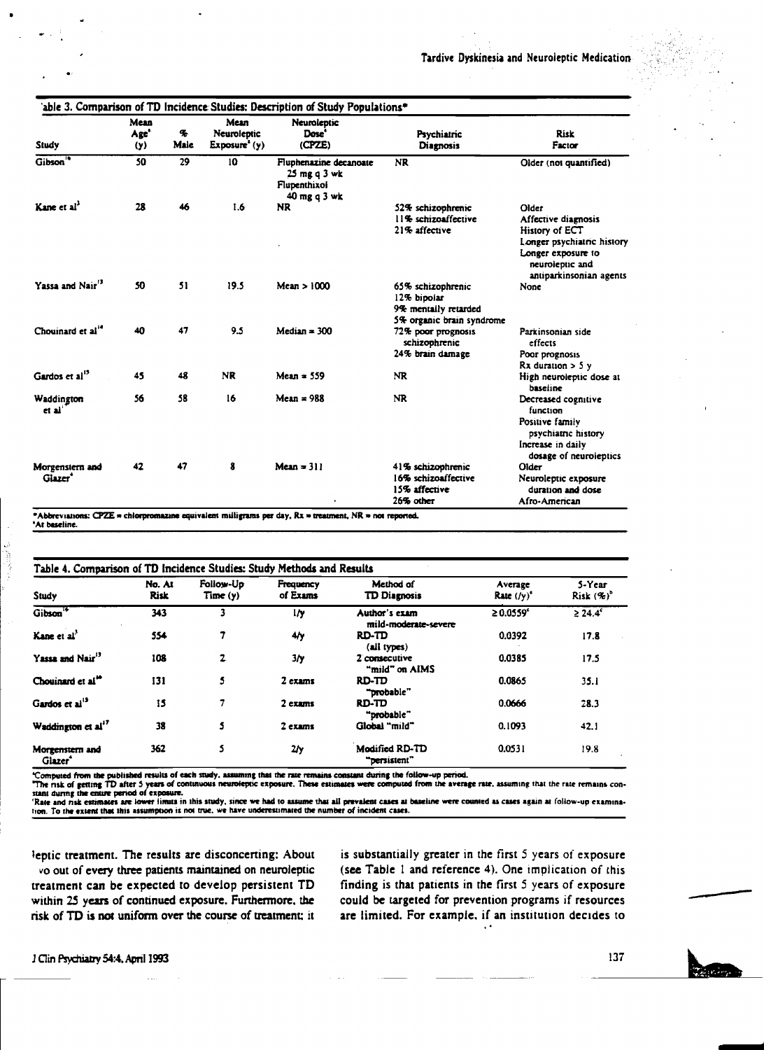Table 3. Comparison of TD Incidence Studies: Description of Study Populations*

| Study | Mean Age[a] (y) | % Male | Mean Neuroleptic Exposure[a] (y) | Neuroleptic Dose[a] (CPZE) | Psychiatric Diagnosis | Risk Factor |
|---|---|---|---|---|---|---|
| Gibson[16] | 50 | 29 | 10 | Fluphenazine decanoate 25 mg q 3 wk Flupenthixol 40 mg q 3 wk | NR | Older (not quantified) |
| Kane et al[3] | 28 | 46 | 1.6 | NR | 52% schizophrenic 11% schizoaffective 21% affective | Older Affective diagnosis History of ECT Longer psychiatric history Longer exposure to neuroleptic and antiparkinsonian agents |
| Yassa and Nair[13] | 50 | 51 | 19.5 | Mean > 1000 | 65% schizophrenic 12% bipolar 9% mentally retarded 5% organic brain syndrome | None |
| Chouinard et al[14] | 40 | 47 | 9.5 | Median = 300 | 72% poor prognosis schizophrenic 24% brain damage | Parkinsonian side effects Poor prognosis Rx duration > 5 y |
| Gardos et al[15] | 45 | 48 | NR | Mean = 559 | NR | High neuroleptic dose at baseline |
| Waddington et al[17] | 56 | 58 | 16 | Mean = 988 | NR | Decreased cognitive function Positive family psychiatric history Increase in daily dosage of neuroleptics |
| Morgenstern and Glazer[4] | 42 | 47 | 8 | Mean = 311 | 41% schizophrenic 16% schizoaffective 15% affective 26% other | Older Neuroleptic exposure duration and dose Afro-American |

*Abbreviations: CPZE = chlorpromazine equivalent milligrams per day, Rx = treatment, NR = not reported.
[a]At baseline.

Table 4. Comparison of TD Incidence Studies: Study Methods and Results

| Study | No. At Risk | Follow-Up Time (y) | Frequency of Exams | Method of TD Diagnosis | Average Rate (/y)[a] | 5-Year Risk (%)[b] |
|---|---|---|---|---|---|---|
| Gibson[16] | 343 | 3 | 1/y | Author's exam mild-moderate-severe | ≥ 0.0559[c] | ≥ 24.4[c] |
| Kane et al[3] | 554 | 7 | 4/y | RD-TD (all types) | 0.0392 | 17.8 |
| Yassa and Nair[13] | 108 | 2 | 3/y | 2 consecutive "mild" on AIMS | 0.0385 | 17.5 |
| Chouinard et al[14] | 131 | 5 | 2 exams | RD-TD "probable" | 0.0865 | 35.1 |
| Gardos et al[15] | 15 | 7 | 2 exams | RD-TD "probable" | 0.0666 | 28.3 |
| Waddington et al[17] | 38 | 5 | 2 exams | Global "mild" | 0.1093 | 42.1 |
| Morgenstern and Glazer[4] | 362 | 5 | 2/y | Modified RD-TD "persistent" | 0.0531 | 19.8 |

[a]Computed from the published results of each study, assuming that the rate remains constant during the follow-up period.
[b]The risk of getting TD after 5 years of continuous neuroleptic exposure. These estimates were computed from the average rate, assuming that the rate remains constant during the entire period of exposure.
[c]Rate and risk estimates are lower limits in this study, since we had to assume that all prevalent cases at baseline were counted as cases again at follow-up examination. To the extent that this assumption is not true, we have underestimated the number of incident cases.

leptic treatment. The results are disconcerting: About two out of every three patients maintained on neuroleptic treatment can be expected to develop persistent TD within 25 years of continued exposure. Furthermore, the risk of TD is not uniform over the course of treatment; it is substantially greater in the first 5 years of exposure (see Table 1 and reference 4). One implication of this finding is that patients in the first 5 years of exposure could be targeted for prevention programs if resources are limited. For example, if an institution decides to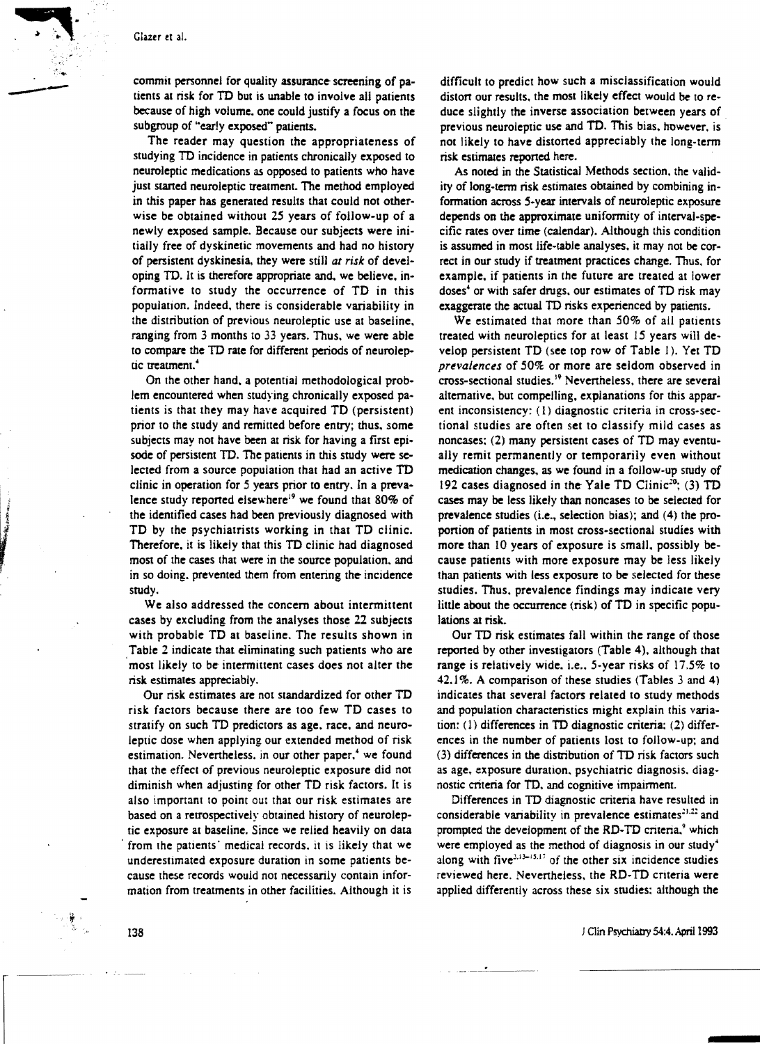commit personnel for quality assurance screening of patients at risk for TD but is unable to involve all patients because of high volume, one could justify a focus on the subgroup of "early exposed" patients.

The reader may question the appropriateness of studying TD incidence in patients chronically exposed to neuroleptic medications as opposed to patients who have just started neuroleptic treatment. The method employed in this paper has generated results that could not otherwise be obtained without 25 years of follow-up of a newly exposed sample. Because our subjects were initially free of dyskinetic movements and had no history of persistent dyskinesia, they were still *at risk* of developing TD. It is therefore appropriate and, we believe, informative to study the occurrence of TD in this population. Indeed, there is considerable variability in the distribution of previous neuroleptic use at baseline, ranging from 3 months to 33 years. Thus, we were able to compare the TD rate for different periods of neuroleptic treatment.[4]

On the other hand, a potential methodological problem encountered when studying chronically exposed patients is that they may have acquired TD (persistent) prior to the study and remitted before entry; thus, some subjects may not have been at risk for having a first episode of persistent TD. The patients in this study were selected from a source population that had an active TD clinic in operation for 5 years prior to entry. In a prevalence study reported elsewhere[19] we found that 80% of the identified cases had been previously diagnosed with TD by the psychiatrists working in that TD clinic. Therefore, it is likely that this TD clinic had diagnosed most of the cases that were in the source population, and in so doing, prevented them from entering the incidence study.

We also addressed the concern about intermittent cases by excluding from the analyses those 22 subjects with probable TD at baseline. The results shown in Table 2 indicate that eliminating such patients who are most likely to be intermittent cases does not alter the risk estimates appreciably.

Our risk estimates are not standardized for other TD risk factors because there are too few TD cases to stratify on such TD predictors as age, race, and neuroleptic dose when applying our extended method of risk estimation. Nevertheless, in our other paper,[4] we found that the effect of previous neuroleptic exposure did not diminish when adjusting for other TD risk factors. It is also important to point out that our risk estimates are based on a retrospectively obtained history of neuroleptic exposure at baseline. Since we relied heavily on data from the patients' medical records, it is likely that we underestimated exposure duration in some patients because these records would not necessarily contain information from treatments in other facilities. Although it is difficult to predict how such a misclassification would distort our results, the most likely effect would be to reduce slightly the inverse association between years of previous neuroleptic use and TD. This bias, however, is not likely to have distorted appreciably the long-term risk estimates reported here.

As noted in the Statistical Methods section, the validity of long-term risk estimates obtained by combining information across 5-year intervals of neuroleptic exposure depends on the approximate uniformity of interval-specific rates over time (calendar). Although this condition is assumed in most life-table analyses, it may not be correct in our study if treatment practices change. Thus, for example, if patients in the future are treated at lower doses[4] or with safer drugs, our estimates of TD risk may exaggerate the actual TD risks experienced by patients.

We estimated that more than 50% of all patients treated with neuroleptics for at least 15 years will develop persistent TD (see top row of Table 1). Yet TD *prevalences* of 50% or more are seldom observed in cross-sectional studies.[19] Nevertheless, there are several alternative, but compelling, explanations for this apparent inconsistency: (1) diagnostic criteria in cross-sectional studies are often set to classify mild cases as noncases; (2) many persistent cases of TD may eventually remit permanently or temporarily even without medication changes, as we found in a follow-up study of 192 cases diagnosed in the Yale TD Clinic[20]; (3) TD cases may be less likely than noncases to be selected for prevalence studies (i.e., selection bias); and (4) the proportion of patients in most cross-sectional studies with more than 10 years of exposure is small, possibly because patients with more exposure may be less likely than patients with less exposure to be selected for these studies. Thus, prevalence findings may indicate very little about the occurrence (risk) of TD in specific populations at risk.

Our TD risk estimates fall within the range of those reported by other investigators (Table 4), although that range is relatively wide, i.e., 5-year risks of 17.5% to 42.1%. A comparison of these studies (Tables 3 and 4) indicates that several factors related to study methods and population characteristics might explain this variation: (1) differences in TD diagnostic criteria; (2) differences in the number of patients lost to follow-up; and (3) differences in the distribution of TD risk factors such as age, exposure duration, psychiatric diagnosis, diagnostic criteria for TD, and cognitive impairment.

Differences in TD diagnostic criteria have resulted in considerable variability in prevalence estimates[21,22] and prompted the development of the RD-TD criteria,[9] which were employed as the method of diagnosis in our study[4] along with five[3,13–15,17] of the other six incidence studies reviewed here. Nevertheless, the RD-TD criteria were applied differently across these six studies; although the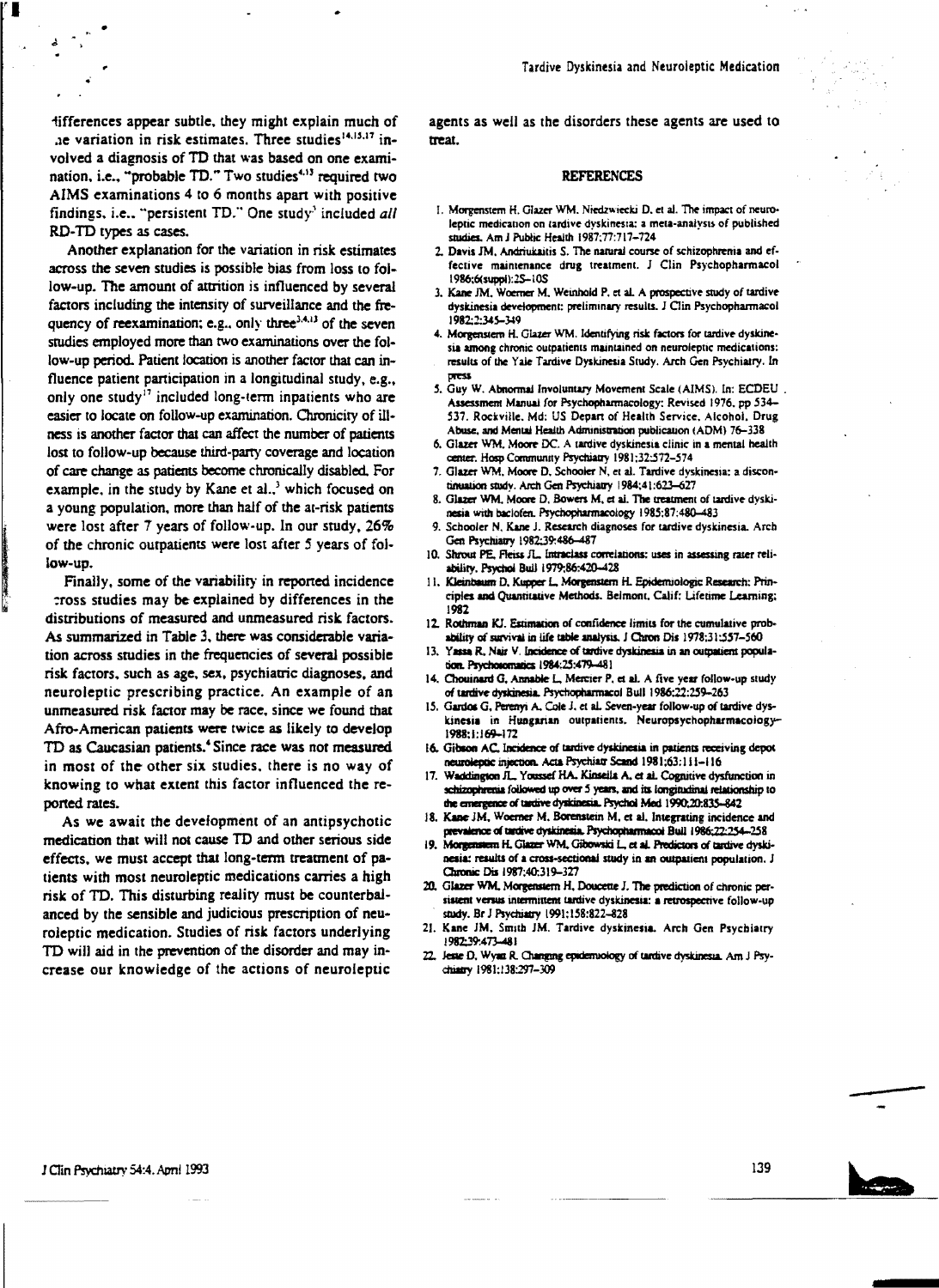differences appear subtle, they might explain much of the variation in risk estimates. Three studies[14,15,17] involved a diagnosis of TD that was based on one examination, i.e., "probable TD." Two studies[4,13] required two AIMS examinations 4 to 6 months apart with positive findings, i.e., "persistent TD." One study[3] included *all* RD-TD types as cases.

Another explanation for the variation in risk estimates across the seven studies is possible bias from loss to follow-up. The amount of attrition is influenced by several factors including the intensity of surveillance and the frequency of reexamination; e.g., only three[3,4,13] of the seven studies employed more than two examinations over the follow-up period. Patient location is another factor that can influence patient participation in a longitudinal study, e.g., only one study[17] included long-term inpatients who are easier to locate on follow-up examination. Chronicity of illness is another factor that can affect the number of patients lost to follow-up because third-party coverage and location of care change as patients become chronically disabled. For example, in the study by Kane et al.,[3] which focused on a young population, more than half of the at-risk patients were lost after 7 years of follow-up. In our study, 26% of the chronic outpatients were lost after 5 years of follow-up.

Finally, some of the variability in reported incidence across studies may be explained by differences in the distributions of measured and unmeasured risk factors. As summarized in Table 3, there was considerable variation across studies in the frequencies of several possible risk factors, such as age, sex, psychiatric diagnoses, and neuroleptic prescribing practice. An example of an unmeasured risk factor may be race, since we found that Afro-American patients were twice as likely to develop TD as Caucasian patients.[4] Since race was not measured in most of the other six studies, there is no way of knowing to what extent this factor influenced the reported rates.

As we await the development of an antipsychotic medication that will not cause TD and other serious side effects, we must accept that long-term treatment of patients with most neuroleptic medications carries a high risk of TD. This disturbing reality must be counterbalanced by the sensible and judicious prescription of neuroleptic medication. Studies of risk factors underlying TD will aid in the prevention of the disorder and may increase our knowledge of the actions of neuroleptic agents as well as the disorders these agents are used to treat.

## REFERENCES

1. Morgenstern H, Glazer WM, Niedzwiecki D, et al. The impact of neuroleptic medication on tardive dyskinesia: a meta-analysis of published studies. Am J Public Health 1987;77:717–724
2. Davis JM, Andriukaitis S. The natural course of schizophrenia and effective maintenance drug treatment. J Clin Psychopharmacol 1986;6(suppl):2S–10S
3. Kane JM, Woerner M, Weinhold P, et al. A prospective study of tardive dyskinesia development: preliminary results. J Clin Psychopharmacol 1982;2:345–349
4. Morgenstern H, Glazer WM. Identifying risk factors for tardive dyskinesia among chronic outpatients maintained on neuroleptic medications: results of the Yale Tardive Dyskinesia Study. Arch Gen Psychiatry. In press
5. Guy W. Abnormal Involuntary Movement Scale (AIMS). In: ECDEU Assessment Manual for Psychopharmacology: Revised 1976. pp 534–537. Rockville, Md: US Depart of Health Service, Alcohol, Drug Abuse, and Mental Health Administration publication (ADM) 76–338
6. Glazer WM, Moore DC. A tardive dyskinesia clinic in a mental health center. Hosp Community Psychiatry 1981;32:572–574
7. Glazer WM, Moore D, Schooler N, et al. Tardive dyskinesia: a discontinuation study. Arch Gen Psychiatry 1984;41:623–627
8. Glazer WM, Moore D, Bowers M, et al. The treatment of tardive dyskinesia with baclofen. Psychopharmacology 1985;87:480–483
9. Schooler N, Kane J. Research diagnoses for tardive dyskinesia. Arch Gen Psychiatry 1982;39:486–487
10. Shrout PE, Fleiss JL. Intraclass correlations: uses in assessing rater reliability. Psychol Bull 1979;86:420–428
11. Kleinbaum D, Kupper L, Morgenstern H. Epidemiologic Research: Principles and Quantitative Methods. Belmont, Calif: Lifetime Learning; 1982
12. Rothman KJ. Estimation of confidence limits for the cumulative probability of survival in life table analysis. J Chron Dis 1978;31:557–560
13. Yassa R, Nair V. Incidence of tardive dyskinesia in an outpatient population. Psychosomatics 1984;25:479–481
14. Chouinard G, Annable L, Mercier P, et al. A five year follow-up study of tardive dyskinesia. Psychopharmacol Bull 1986;22:259–263
15. Gardos G, Perenyi A, Cole J, et al. Seven-year follow-up of tardive dyskinesia in Hungarian outpatients. Neuropsychopharmacology 1988;1:169–172
16. Gibson AC. Incidence of tardive dyskinesia in patients receiving depot neuroleptic injection. Acta Psychiatr Scand 1981;63:111–116
17. Waddington JL, Youssef HA, Kinsella A, et al. Cognitive dysfunction in schizophrenia followed up over 5 years, and its longitudinal relationship to the emergence of tardive dyskinesia. Psychol Med 1990;20:835–842
18. Kane JM, Woerner M, Borenstein M, et al. Integrating incidence and prevalence of tardive dyskinesia. Psychopharmacol Bull 1986;22:254–258
19. Morgenstern H, Glazer WM, Gibowski L, et al. Predictors of tardive dyskinesia: results of a cross-sectional study in an outpatient population. J Chronic Dis 1987;40:319–327
20. Glazer WM, Morgenstern H, Doucette J. The prediction of chronic persistent versus intermittent tardive dyskinesia: a retrospective follow-up study. Br J Psychiatry 1991;158:822–828
21. Kane JM, Smith JM. Tardive dyskinesia. Arch Gen Psychiatry 1982;39:473–481
22. Jeste D, Wyatt R. Changing epidemiology of tardive dyskinesia. Am J Psychiatry 1981;138:297–309